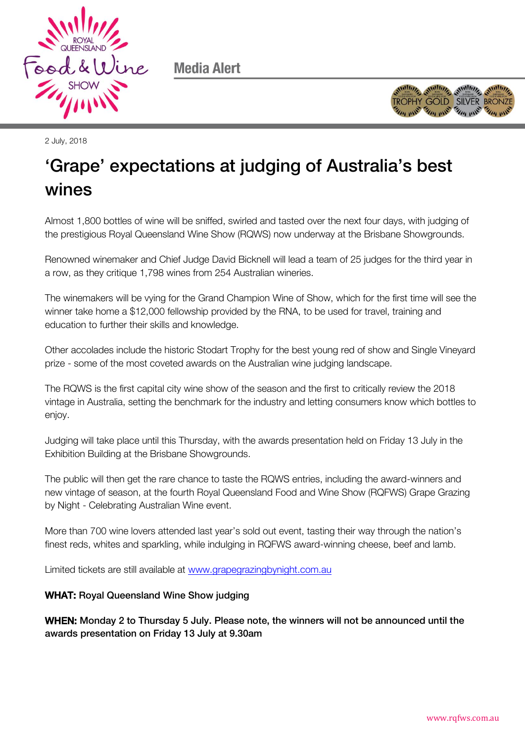Media Alert

2 July, 2018

# 'Grape' expectations at judging of Australia's best wines

Almost 1,800 bottles of wine will be sniffed, swirled and tasted over the next four days, with judging of the prestigious Royal Queensland Wine Show (RQWS) now underway at the Brisbane Showgrounds.

Renowned winemaker and Chief Judge David Bicknell will lead a team of 25 judges for the third year in a row, as they critique 1,798 wines from 254 Australian wineries.

The winemakers will be vying for the Grand Champion Wine of Show, which for the first time will see the winner take home a $12,000 fellowship provided by the RNA, to be used for travel, training and education to further their skills and knowledge.

Other accolades include the historic Stodart Trophy for the best young red of show and Single Vineyard prize - some of the most coveted awards on the Australian wine judging landscape.

The RQWS is the first capital city wine show of the season and the first to critically review the 2018 vintage in Australia, setting the benchmark for the industry and letting consumers know which bottles to enjoy.

Judging will take place until this Thursday, with the awards presentation held on Friday 13 July in the Exhibition Building at the Brisbane Showgrounds.

The public will then get the rare chance to taste the RQWS entries, including the award-winners and new vintage of season, at the fourth Royal Queensland Food and Wine Show (RQFWS) Grape Grazing by Night - Celebrating Australian Wine event.

More than 700 wine lovers attended last year's sold out event, tasting their way through the nation's finest reds, whites and sparkling, while indulging in RQFWS award-winning cheese, beef and lamb.

Limited tickets are still available at [www.grapegrazingbynight.com.au](www.grapegrazingbynight.com.au)

**WHAT: Royal Queensland Wine Show judging**

**WHEN: Monday 2 to Thursday 5 July. Please note, the winners will not be announced until the awards presentation on Friday 13 July at 9.30am**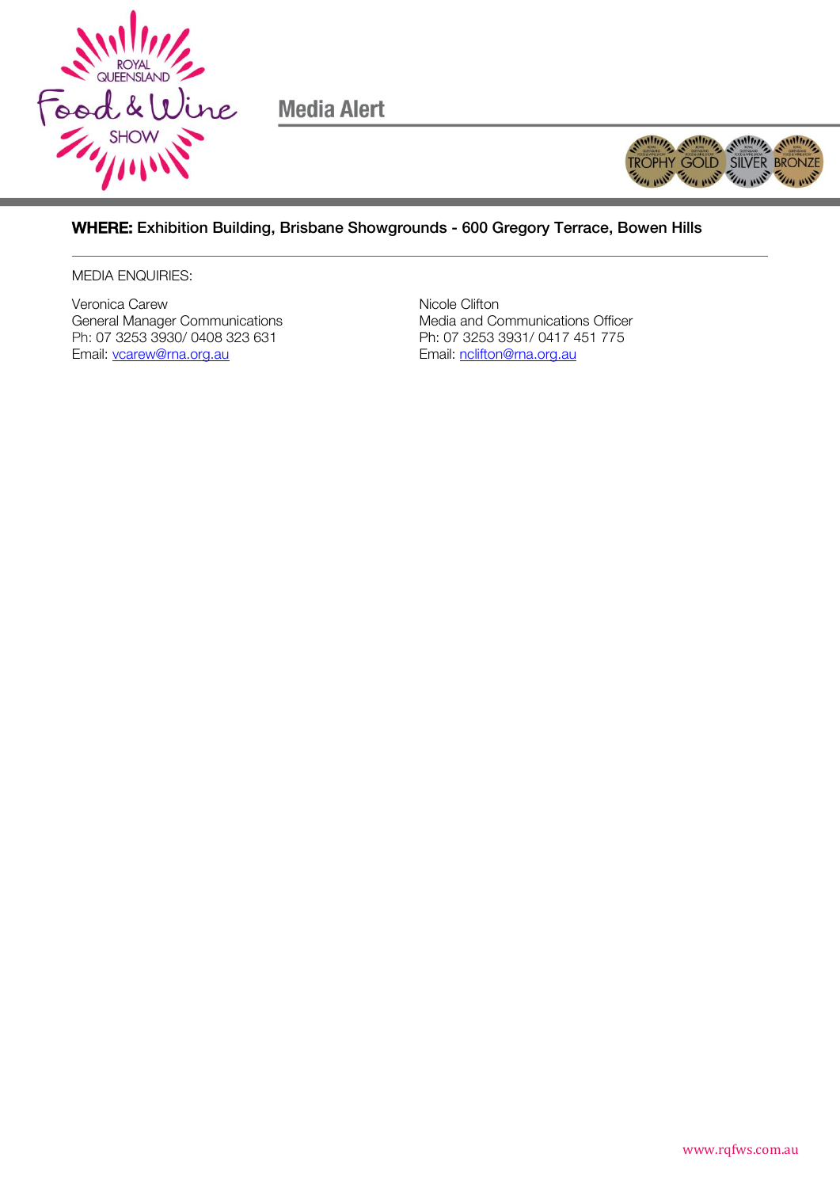Media Alert

**WHERE:** Exhibition Building, Brisbane Showgrounds - 600 Gregory Terrace, Bowen Hills

---

MEDIA ENQUIRIES:

Veronica Carew
General Manager Communications
Ph: 07 3253 3930/ 0408 323 631
Email: vcarew@rna.org.au

Nicole Clifton
Media and Communications Officer
Ph: 07 3253 3931/ 0417 451 775
Email: nclifton@rna.org.au

www.rqfws.com.au